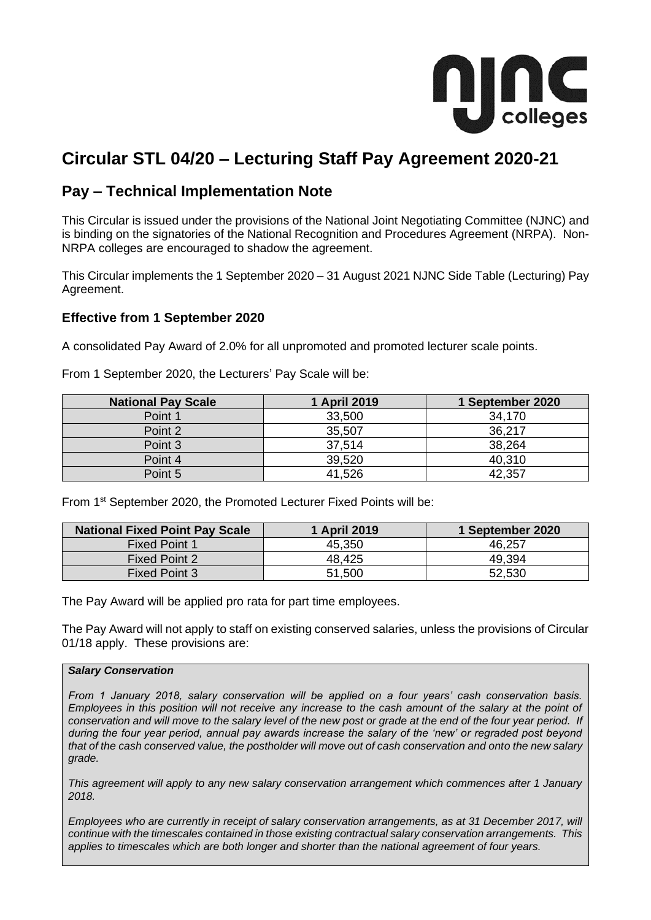# Circular STL 04/20 – Lecturing Staff Pay Agreement 2020-21

## Pay – Technical Implementation Note

This Circular is issued under the provisions of the National Joint Negotiating Committee (NJNC) and is binding on the signatories of the National Recognition and Procedures Agreement (NRPA). Non-NRPA colleges are encouraged to shadow the agreement.

This Circular implements the 1 September 2020 – 31 August 2021 NJNC Side Table (Lecturing) Pay Agreement.

### Effective from 1 September 2020

A consolidated Pay Award of 2.0% for all unpromoted and promoted lecturer scale points.

From 1 September 2020, the Lecturers' Pay Scale will be:

| National Pay Scale | 1 April 2019 | 1 September 2020 |
|---|---|---|
| Point 1 | 33,500 | 34,170 |
| Point 2 | 35,507 | 36,217 |
| Point 3 | 37,514 | 38,264 |
| Point 4 | 39,520 | 40,310 |
| Point 5 | 41,526 | 42,357 |

From 1st September 2020, the Promoted Lecturer Fixed Points will be:

| National Fixed Point Pay Scale | 1 April 2019 | 1 September 2020 |
|---|---|---|
| Fixed Point 1 | 45,350 | 46,257 |
| Fixed Point 2 | 48,425 | 49,394 |
| Fixed Point 3 | 51,500 | 52,530 |

The Pay Award will be applied pro rata for part time employees.

The Pay Award will not apply to staff on existing conserved salaries, unless the provisions of Circular 01/18 apply. These provisions are:

***Salary Conservation***

*From 1 January 2018, salary conservation will be applied on a four years' cash conservation basis. Employees in this position will not receive any increase to the cash amount of the salary at the point of conservation and will move to the salary level of the new post or grade at the end of the four year period. If during the four year period, annual pay awards increase the salary of the 'new' or regraded post beyond that of the cash conserved value, the postholder will move out of cash conservation and onto the new salary grade.*

*This agreement will apply to any new salary conservation arrangement which commences after 1 January 2018.*

*Employees who are currently in receipt of salary conservation arrangements, as at 31 December 2017, will continue with the timescales contained in those existing contractual salary conservation arrangements. This applies to timescales which are both longer and shorter than the national agreement of four years.*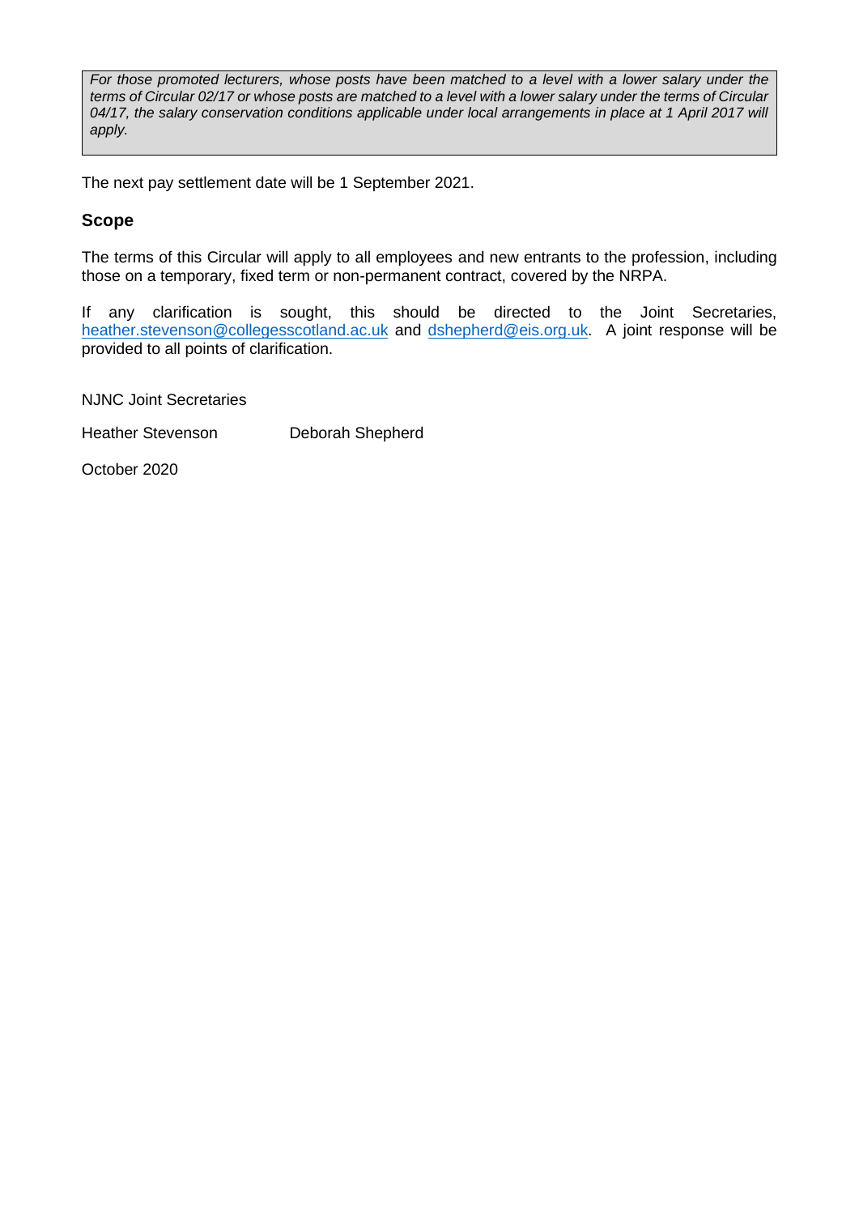*For those promoted lecturers, whose posts have been matched to a level with a lower salary under the terms of Circular 02/17 or whose posts are matched to a level with a lower salary under the terms of Circular 04/17, the salary conservation conditions applicable under local arrangements in place at 1 April 2017 will apply.*

The next pay settlement date will be 1 September 2021.

### Scope

The terms of this Circular will apply to all employees and new entrants to the profession, including those on a temporary, fixed term or non-permanent contract, covered by the NRPA.

If any clarification is sought, this should be directed to the Joint Secretaries, heather.stevenson@collegesscotland.ac.uk and dshepherd@eis.org.uk. A joint response will be provided to all points of clarification.

NJNC Joint Secretaries

Heather Stevenson Deborah Shepherd

October 2020